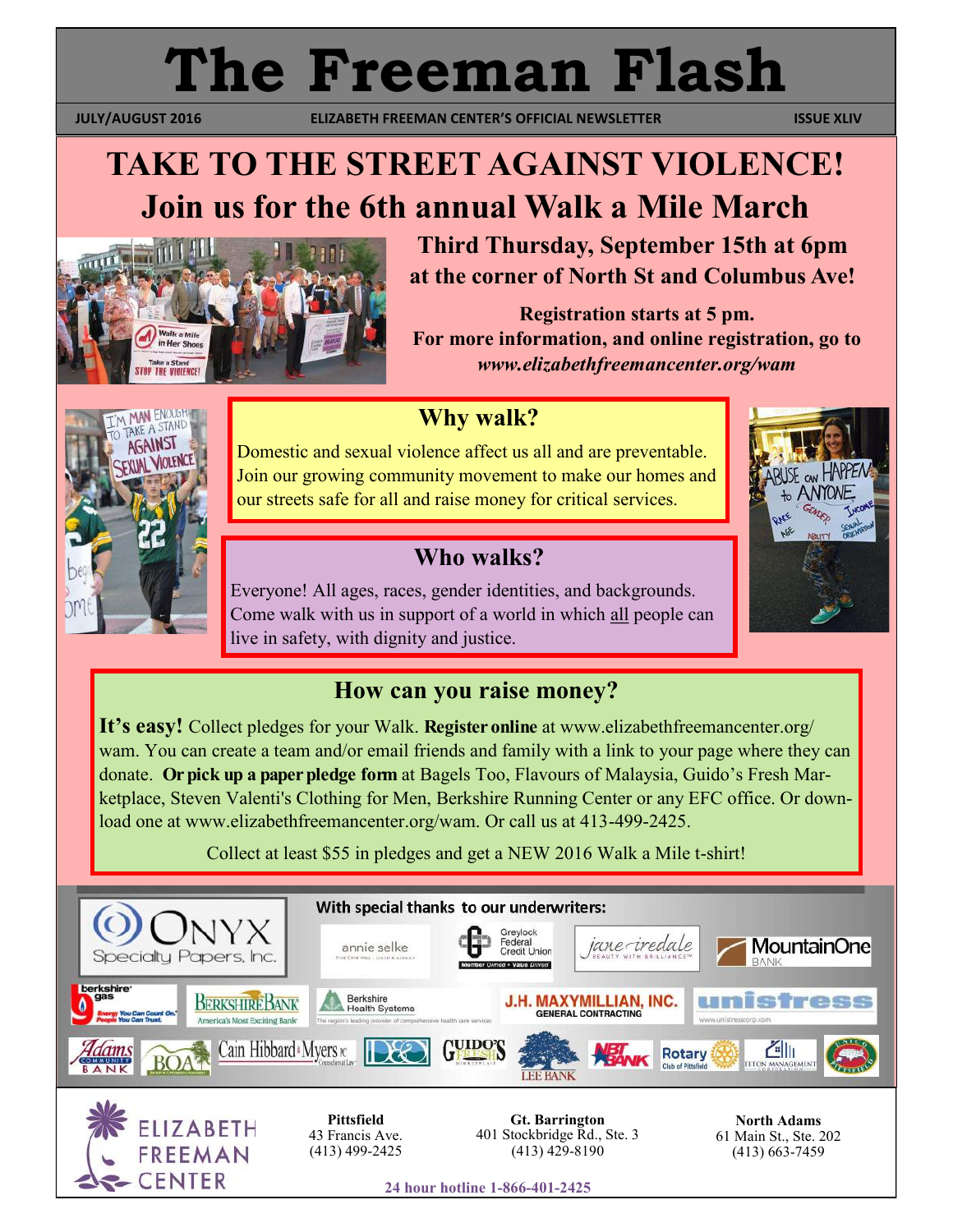# The Freeman Flash

**JULY/AUGUST 2016** | **ELIZABETH FREEMAN CENTER'S OFFICIAL NEWSLETTER** | **ISSUE XLIV**

## TAKE TO THE STREET AGAINST VIOLENCE!
## Join us for the 6th annual Walk a Mile March

**Third Thursday, September 15th at 6pm**
**at the corner of North St and Columbus Ave!**

**Registration starts at 5 pm.**
**For more information, and online registration, go to** ***www.elizabethfreemancenter.org/wam***

### Why walk?

Domestic and sexual violence affect us all and are preventable. Join our growing community movement to make our homes and our streets safe for all and raise money for critical services.

### Who walks?

Everyone! All ages, races, gender identities, and backgrounds. Come walk with us in support of a world in which all people can live in safety, with dignity and justice.

### How can you raise money?

**It's easy!** Collect pledges for your Walk. **Register online** at www.elizabethfreemancenter.org/wam. You can create a team and/or email friends and family with a link to your page where they can donate. **Or pick up a paper pledge form** at Bagels Too, Flavours of Malaysia, Guido's Fresh Marketplace, Steven Valenti's Clothing for Men, Berkshire Running Center or any EFC office. Or download one at www.elizabethfreemancenter.org/wam. Or call us at 413-499-2425.

Collect at least $55 in pledges and get a NEW 2016 Walk a Mile t-shirt!

**With special thanks to our underwriters:**

Onyx Specialty Papers, Inc.; annie selke; Greylock Federal Credit Union; jane iredale; MountainOne Bank; Berkshire Gas; Berkshire Bank; Berkshire Health Systems; J.H. Maxymillian, Inc. General Contracting; unistress; Adams Community Bank; BOA; Cain Hibbard & Myers PC; D&D; Guido's Fresh Marketplace; Lee Bank; NBT Bank; Rotary Club of Pittsfield; Teton Management; UNICO Pittsfield

**ELIZABETH FREEMAN CENTER**

**Pittsfield**
43 Francis Ave.
(413) 499-2425

**Gt. Barrington**
401 Stockbridge Rd., Ste. 3
(413) 429-8190

**North Adams**
61 Main St., Ste. 202
(413) 663-7459

**24 hour hotline 1-866-401-2425**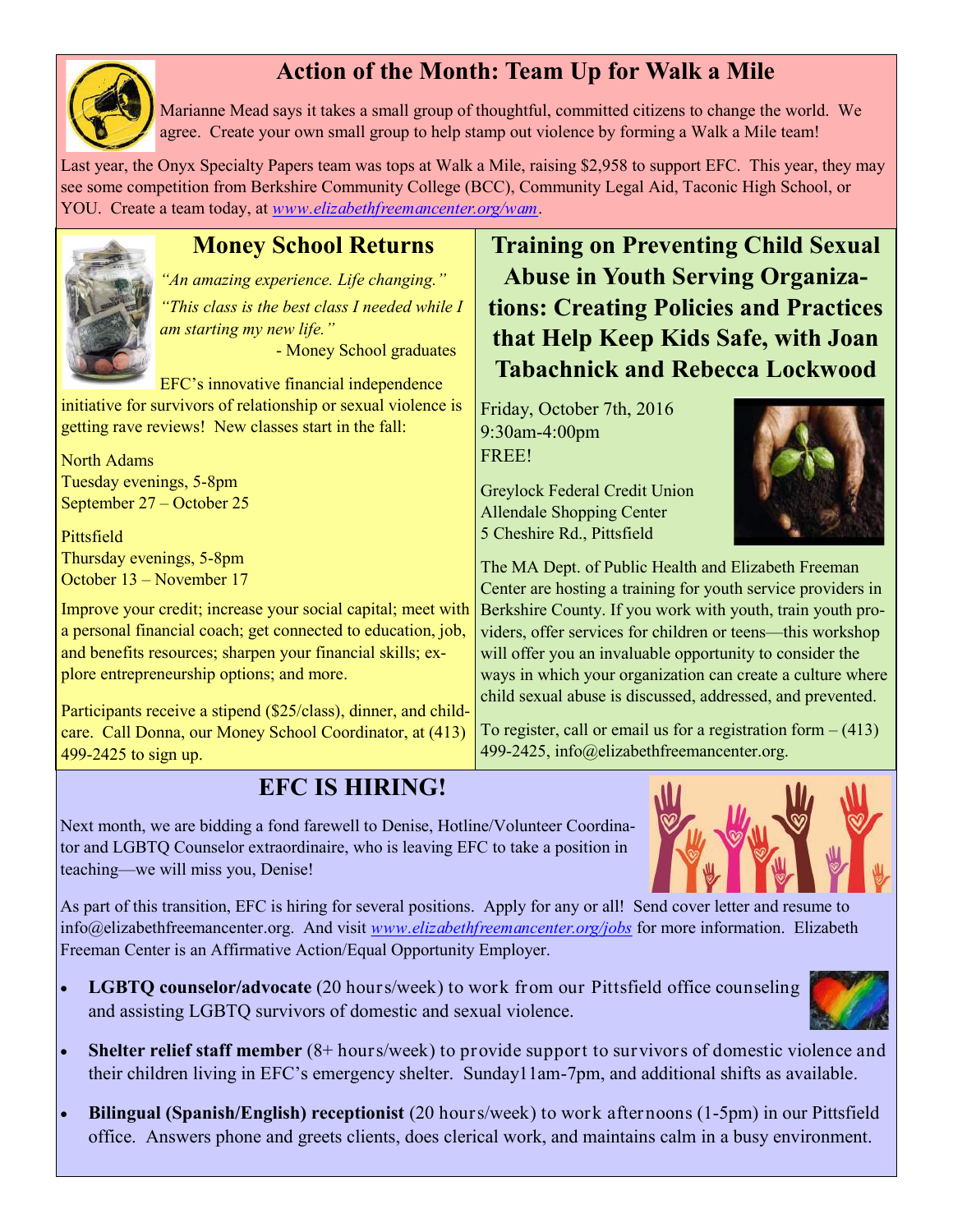## Action of the Month: Team Up for Walk a Mile

Marianne Mead says it takes a small group of thoughtful, committed citizens to change the world. We agree. Create your own small group to help stamp out violence by forming a Walk a Mile team!

Last year, the Onyx Specialty Papers team was tops at Walk a Mile, raising $2,958 to support EFC. This year, they may see some competition from Berkshire Community College (BCC), Community Legal Aid, Taconic High School, or YOU. Create a team today, at *www.elizabethfreemancenter.org/wam*.

## Money School Returns

*"An amazing experience. Life changing."*

*"This class is the best class I needed while I am starting my new life."*

- Money School graduates

EFC's innovative financial independence initiative for survivors of relationship or sexual violence is getting rave reviews! New classes start in the fall:

North Adams
Tuesday evenings, 5-8pm
September 27 – October 25

Pittsfield
Thursday evenings, 5-8pm
October 13 – November 17

Improve your credit; increase your social capital; meet with a personal financial coach; get connected to education, job, and benefits resources; sharpen your financial skills; explore entrepreneurship options; and more.

Participants receive a stipend ($25/class), dinner, and childcare. Call Donna, our Money School Coordinator, at (413) 499-2425 to sign up.

## Training on Preventing Child Sexual Abuse in Youth Serving Organizations: Creating Policies and Practices that Help Keep Kids Safe, with Joan Tabachnick and Rebecca Lockwood

Friday, October 7th, 2016
9:30am-4:00pm
FREE!

Greylock Federal Credit Union
Allendale Shopping Center
5 Cheshire Rd., Pittsfield

The MA Dept. of Public Health and Elizabeth Freeman Center are hosting a training for youth service providers in Berkshire County. If you work with youth, train youth providers, offer services for children or teens—this workshop will offer you an invaluable opportunity to consider the ways in which your organization can create a culture where child sexual abuse is discussed, addressed, and prevented.

To register, call or email us for a registration form – (413) 499-2425, info@elizabethfreemancenter.org.

## EFC IS HIRING!

Next month, we are bidding a fond farewell to Denise, Hotline/Volunteer Coordinator and LGBTQ Counselor extraordinaire, who is leaving EFC to take a position in teaching—we will miss you, Denise!

As part of this transition, EFC is hiring for several positions. Apply for any or all! Send cover letter and resume to info@elizabethfreemancenter.org. And visit *www.elizabethfreemancenter.org/jobs* for more information. Elizabeth Freeman Center is an Affirmative Action/Equal Opportunity Employer.

- **LGBTQ counselor/advocate** (20 hours/week) to work from our Pittsfield office counseling and assisting LGBTQ survivors of domestic and sexual violence.
- **Shelter relief staff member** (8+ hours/week) to provide support to survivors of domestic violence and their children living in EFC's emergency shelter. Sunday11am-7pm, and additional shifts as available.
- **Bilingual (Spanish/English) receptionist** (20 hours/week) to work afternoons (1-5pm) in our Pittsfield office. Answers phone and greets clients, does clerical work, and maintains calm in a busy environment.